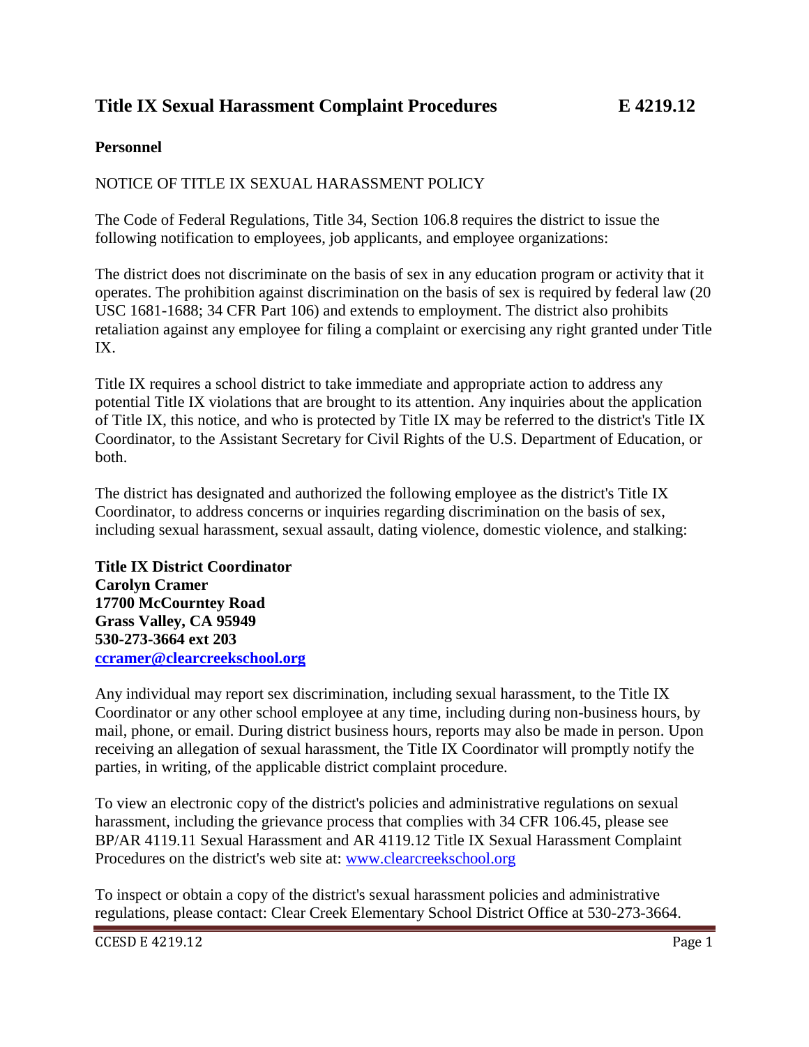# Title IX Sexual Harassment Complaint Procedures E 4219.12

**Personnel**

NOTICE OF TITLE IX SEXUAL HARASSMENT POLICY

The Code of Federal Regulations, Title 34, Section 106.8 requires the district to issue the following notification to employees, job applicants, and employee organizations:

The district does not discriminate on the basis of sex in any education program or activity that it operates. The prohibition against discrimination on the basis of sex is required by federal law (20 USC 1681-1688; 34 CFR Part 106) and extends to employment. The district also prohibits retaliation against any employee for filing a complaint or exercising any right granted under Title IX.

Title IX requires a school district to take immediate and appropriate action to address any potential Title IX violations that are brought to its attention. Any inquiries about the application of Title IX, this notice, and who is protected by Title IX may be referred to the district's Title IX Coordinator, to the Assistant Secretary for Civil Rights of the U.S. Department of Education, or both.

The district has designated and authorized the following employee as the district's Title IX Coordinator, to address concerns or inquiries regarding discrimination on the basis of sex, including sexual harassment, sexual assault, dating violence, domestic violence, and stalking:

**Title IX District Coordinator**
**Carolyn Cramer**
**17700 McCourntey Road**
**Grass Valley, CA 95949**
**530-273-3664 ext 203**
**ccramer@clearcreekschool.org**

Any individual may report sex discrimination, including sexual harassment, to the Title IX Coordinator or any other school employee at any time, including during non-business hours, by mail, phone, or email. During district business hours, reports may also be made in person. Upon receiving an allegation of sexual harassment, the Title IX Coordinator will promptly notify the parties, in writing, of the applicable district complaint procedure.

To view an electronic copy of the district's policies and administrative regulations on sexual harassment, including the grievance process that complies with 34 CFR 106.45, please see BP/AR 4119.11 Sexual Harassment and AR 4119.12 Title IX Sexual Harassment Complaint Procedures on the district's web site at: www.clearcreekschool.org

To inspect or obtain a copy of the district's sexual harassment policies and administrative regulations, please contact: Clear Creek Elementary School District Office at 530-273-3664.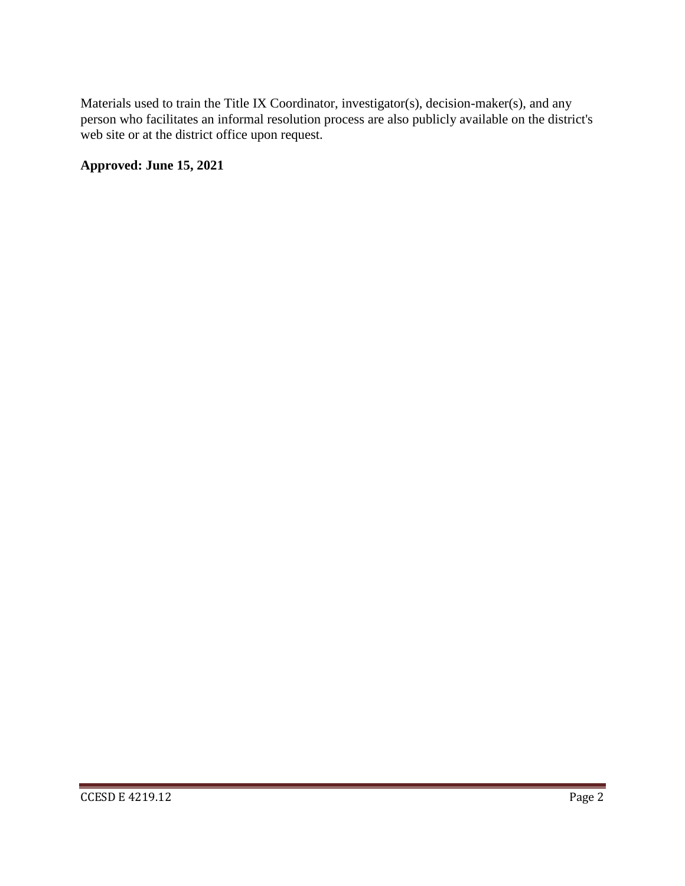Materials used to train the Title IX Coordinator, investigator(s), decision-maker(s), and any person who facilitates an informal resolution process are also publicly available on the district's web site or at the district office upon request.

**Approved: June 15, 2021**